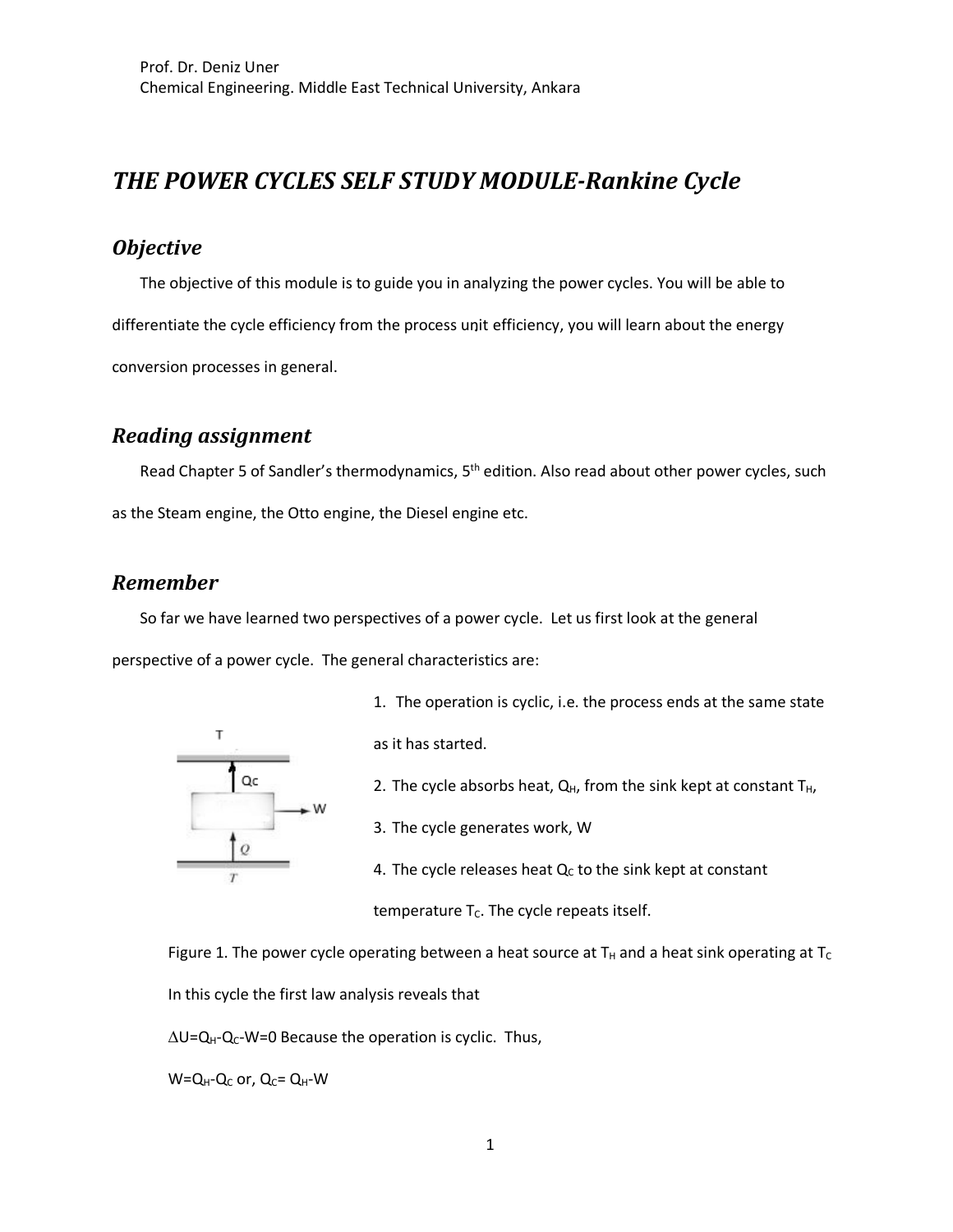Prof. Dr. Deniz Uner
Chemical Engineering. Middle East Technical University, Ankara

# *THE POWER CYCLES SELF STUDY MODULE-Rankine Cycle*

## *Objective*

The objective of this module is to guide you in analyzing the power cycles. You will be able to differentiate the cycle efficiency from the process unit efficiency, you will learn about the energy conversion processes in general.

## *Reading assignment*

Read Chapter 5 of Sandler's thermodynamics, 5th edition. Also read about other power cycles, such as the Steam engine, the Otto engine, the Diesel engine etc.

## *Remember*

So far we have learned two perspectives of a power cycle. Let us first look at the general perspective of a power cycle. The general characteristics are:

1. The operation is cyclic, i.e. the process ends at the same state as it has started.
2. The cycle absorbs heat, $Q_H$, from the sink kept at constant $T_H$,
3. The cycle generates work, W
4. The cycle releases heat $Q_C$ to the sink kept at constant temperature $T_C$. The cycle repeats itself.

Figure 1. The power cycle operating between a heat source at $T_H$ and a heat sink operating at $T_C$

In this cycle the first law analysis reveals that

$\Delta U = Q_H - Q_C - W = 0$ Because the operation is cyclic. Thus,

$W = Q_H - Q_C$ or, $Q_C = Q_H - W$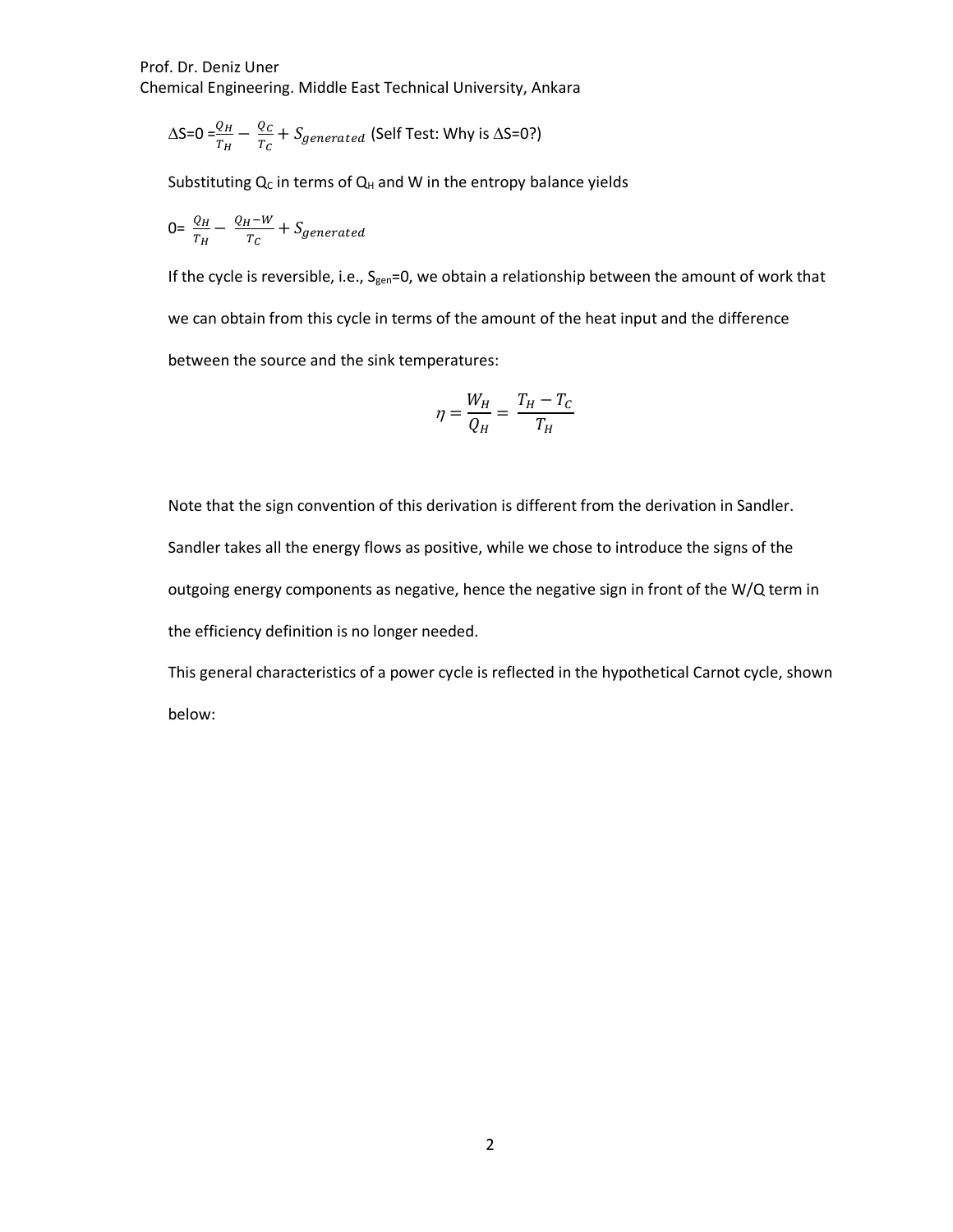$\Delta S=0=\frac{Q_H}{T_H}-\frac{Q_C}{T_C}+S_{generated}$ (Self Test: Why is $\Delta S=0$?)

Substituting $Q_C$ in terms of $Q_H$ and W in the entropy balance yields

$0=\frac{Q_H}{T_H}-\frac{Q_H-W}{T_C}+S_{generated}$

If the cycle is reversible, i.e., $S_{gen}=0$, we obtain a relationship between the amount of work that we can obtain from this cycle in terms of the amount of the heat input and the difference between the source and the sink temperatures:

$$\eta=\frac{W_H}{Q_H}=\frac{T_H-T_C}{T_H}$$

Note that the sign convention of this derivation is different from the derivation in Sandler. Sandler takes all the energy flows as positive, while we chose to introduce the signs of the outgoing energy components as negative, hence the negative sign in front of the W/Q term in the efficiency definition is no longer needed.

This general characteristics of a power cycle is reflected in the hypothetical Carnot cycle, shown below: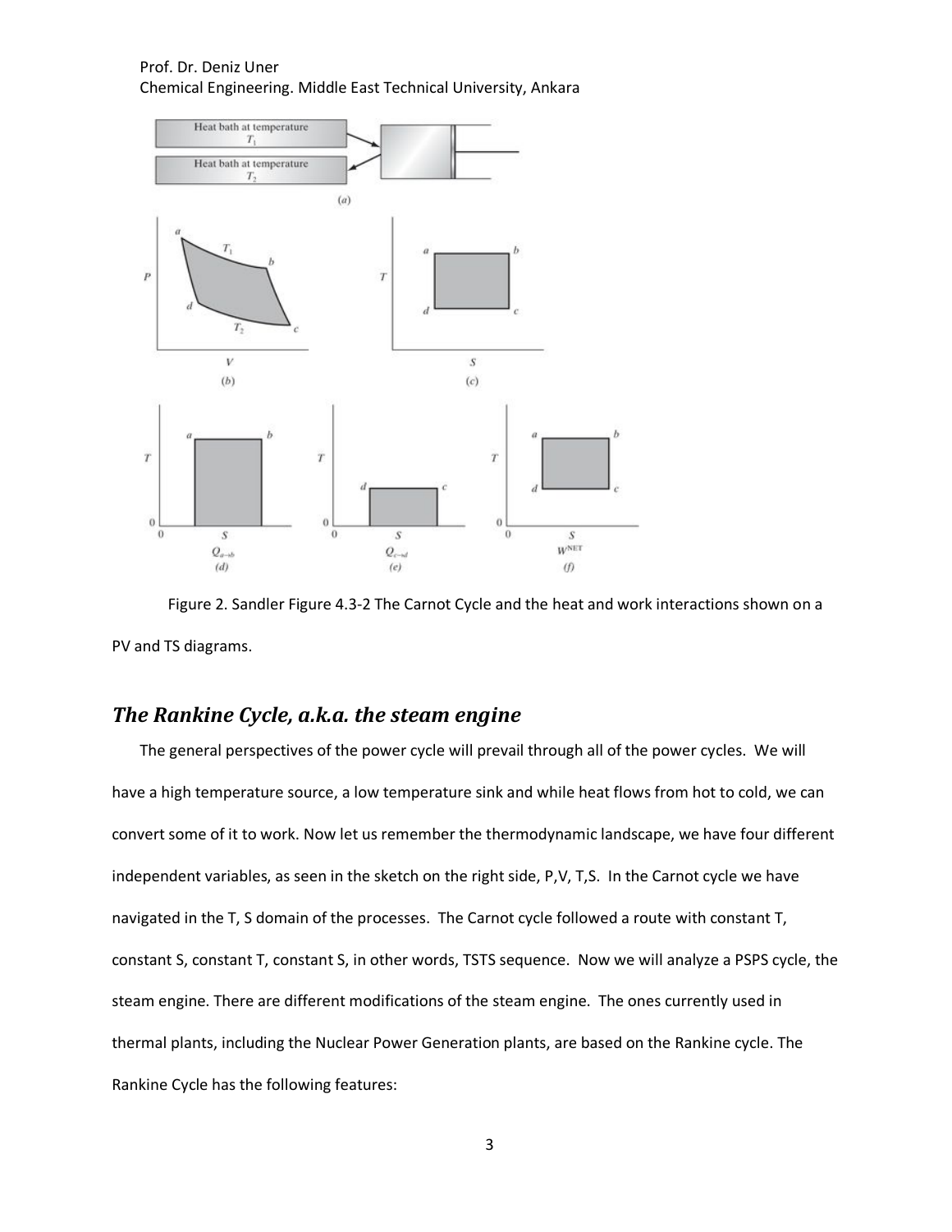Figure 2. Sandler Figure 4.3-2 The Carnot Cycle and the heat and work interactions shown on a PV and TS diagrams.

## *The Rankine Cycle, a.k.a. the steam engine*

The general perspectives of the power cycle will prevail through all of the power cycles. We will have a high temperature source, a low temperature sink and while heat flows from hot to cold, we can convert some of it to work. Now let us remember the thermodynamic landscape, we have four different independent variables, as seen in the sketch on the right side, P,V, T,S. In the Carnot cycle we have navigated in the T, S domain of the processes. The Carnot cycle followed a route with constant T, constant S, constant T, constant S, in other words, TSTS sequence. Now we will analyze a PSPS cycle, the steam engine. There are different modifications of the steam engine. The ones currently used in thermal plants, including the Nuclear Power Generation plants, are based on the Rankine cycle. The Rankine Cycle has the following features: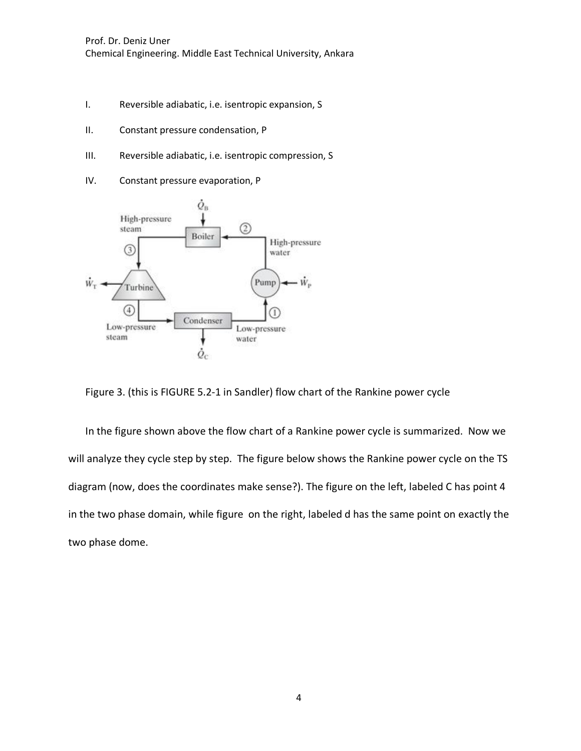I. Reversible adiabatic, i.e. isentropic expansion, S

II. Constant pressure condensation, P

III. Reversible adiabatic, i.e. isentropic compression, S

IV. Constant pressure evaporation, P

Figure 3. (this is FIGURE 5.2-1 in Sandler) flow chart of the Rankine power cycle

In the figure shown above the flow chart of a Rankine power cycle is summarized. Now we will analyze they cycle step by step. The figure below shows the Rankine power cycle on the TS diagram (now, does the coordinates make sense?). The figure on the left, labeled C has point 4 in the two phase domain, while figure on the right, labeled d has the same point on exactly the two phase dome.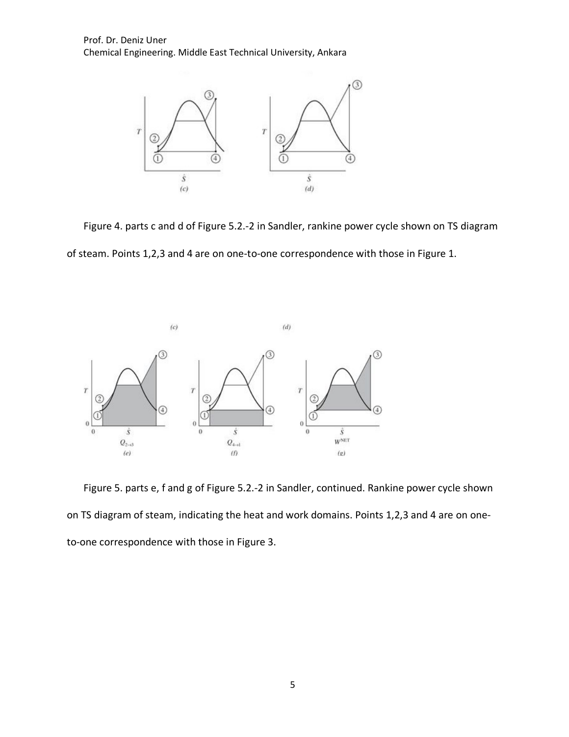Figure 4. parts c and d of Figure 5.2.-2 in Sandler, rankine power cycle shown on TS diagram of steam. Points 1,2,3 and 4 are on one-to-one correspondence with those in Figure 1.

Figure 5. parts e, f and g of Figure 5.2.-2 in Sandler, continued. Rankine power cycle shown on TS diagram of steam, indicating the heat and work domains. Points 1,2,3 and 4 are on one-to-one correspondence with those in Figure 3.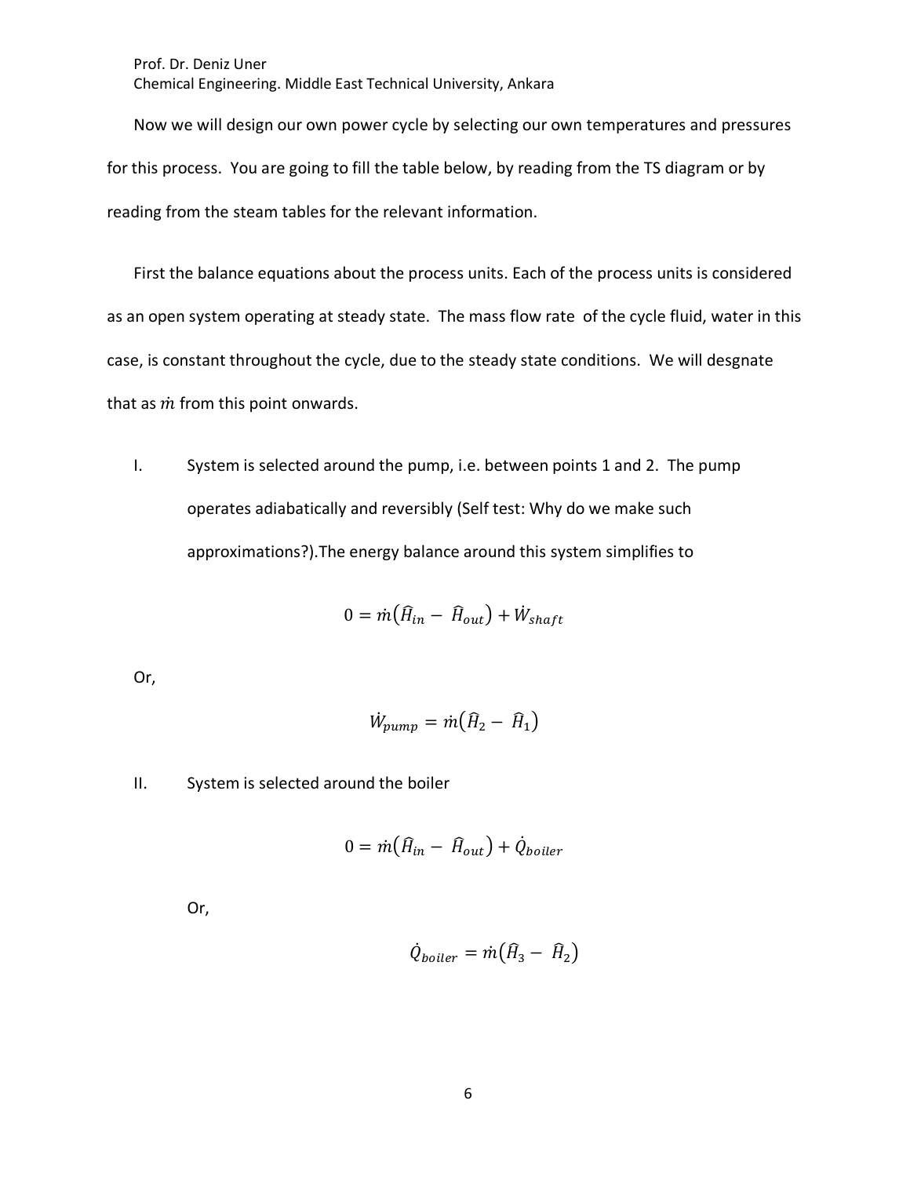Now we will design our own power cycle by selecting our own temperatures and pressures for this process. You are going to fill the table below, by reading from the TS diagram or by reading from the steam tables for the relevant information.

First the balance equations about the process units. Each of the process units is considered as an open system operating at steady state. The mass flow rate of the cycle fluid, water in this case, is constant throughout the cycle, due to the steady state conditions. We will desgnate that as $\dot{m}$ from this point onwards.

I. System is selected around the pump, i.e. between points 1 and 2. The pump operates adiabatically and reversibly (Self test: Why do we make such approximations?).The energy balance around this system simplifies to

$$0 = \dot{m}\left(\widehat{H}_{in} - \widehat{H}_{out}\right) + \dot{W}_{shaft}$$

Or,

$$\dot{W}_{pump} = \dot{m}\left(\widehat{H}_2 - \widehat{H}_1\right)$$

II. System is selected around the boiler

$$0 = \dot{m}\left(\widehat{H}_{in} - \widehat{H}_{out}\right) + \dot{Q}_{boiler}$$

Or,

$$\dot{Q}_{boiler} = \dot{m}\left(\widehat{H}_3 - \widehat{H}_2\right)$$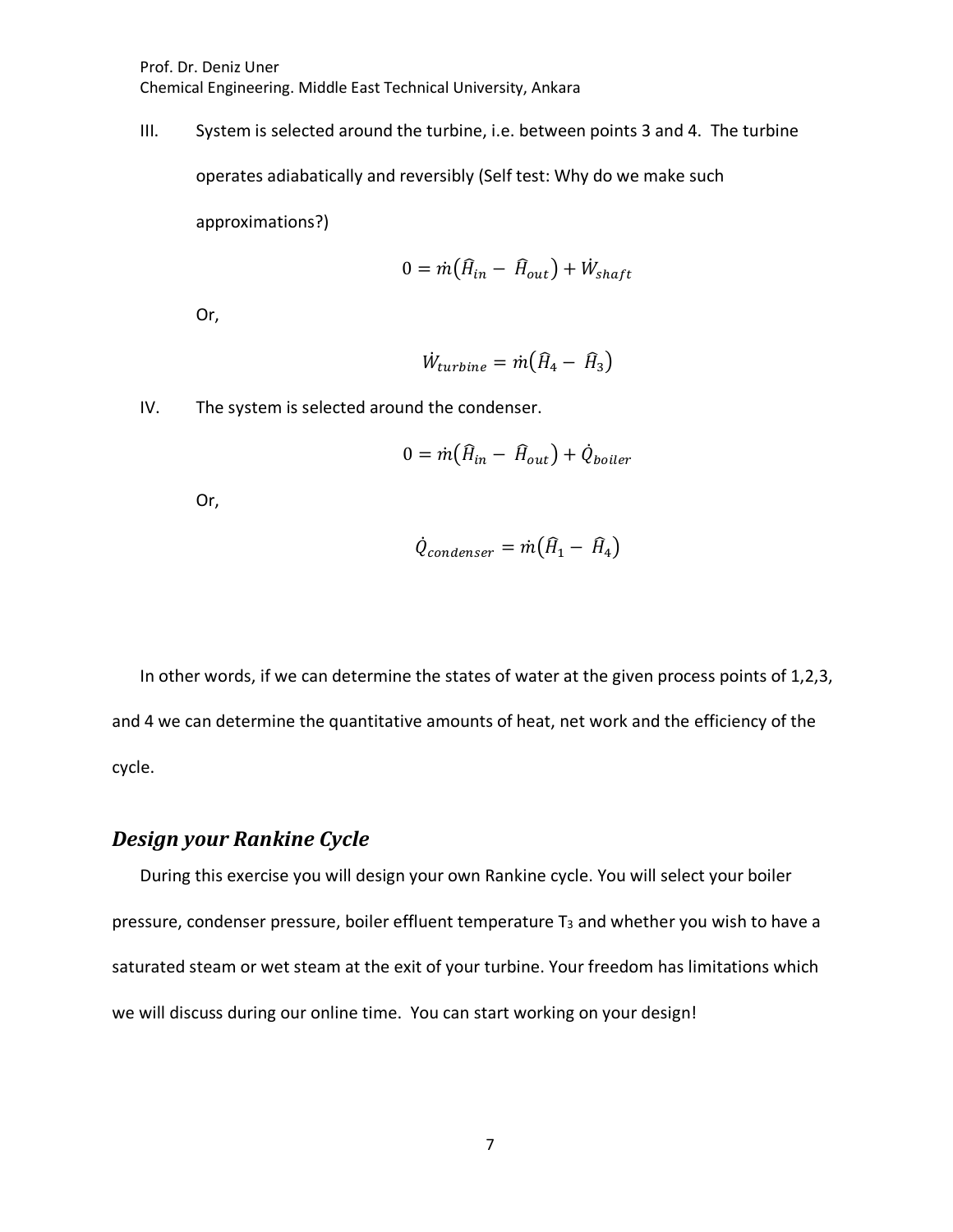III. System is selected around the turbine, i.e. between points 3 and 4. The turbine operates adiabatically and reversibly (Self test: Why do we make such approximations?)

$$0 = \dot{m}\left(\widehat{H}_{in} - \widehat{H}_{out}\right) + \dot{W}_{shaft}$$

Or,

$$\dot{W}_{turbine} = \dot{m}\left(\widehat{H}_{4} - \widehat{H}_{3}\right)$$

IV. The system is selected around the condenser.

$$0 = \dot{m}\left(\widehat{H}_{in} - \widehat{H}_{out}\right) + \dot{Q}_{boiler}$$

Or,

$$\dot{Q}_{condenser} = \dot{m}\left(\widehat{H}_{1} - \widehat{H}_{4}\right)$$

In other words, if we can determine the states of water at the given process points of 1,2,3, and 4 we can determine the quantitative amounts of heat, net work and the efficiency of the cycle.

## *Design your Rankine Cycle*

During this exercise you will design your own Rankine cycle. You will select your boiler pressure, condenser pressure, boiler effluent temperature $T_3$ and whether you wish to have a saturated steam or wet steam at the exit of your turbine. Your freedom has limitations which we will discuss during our online time. You can start working on your design!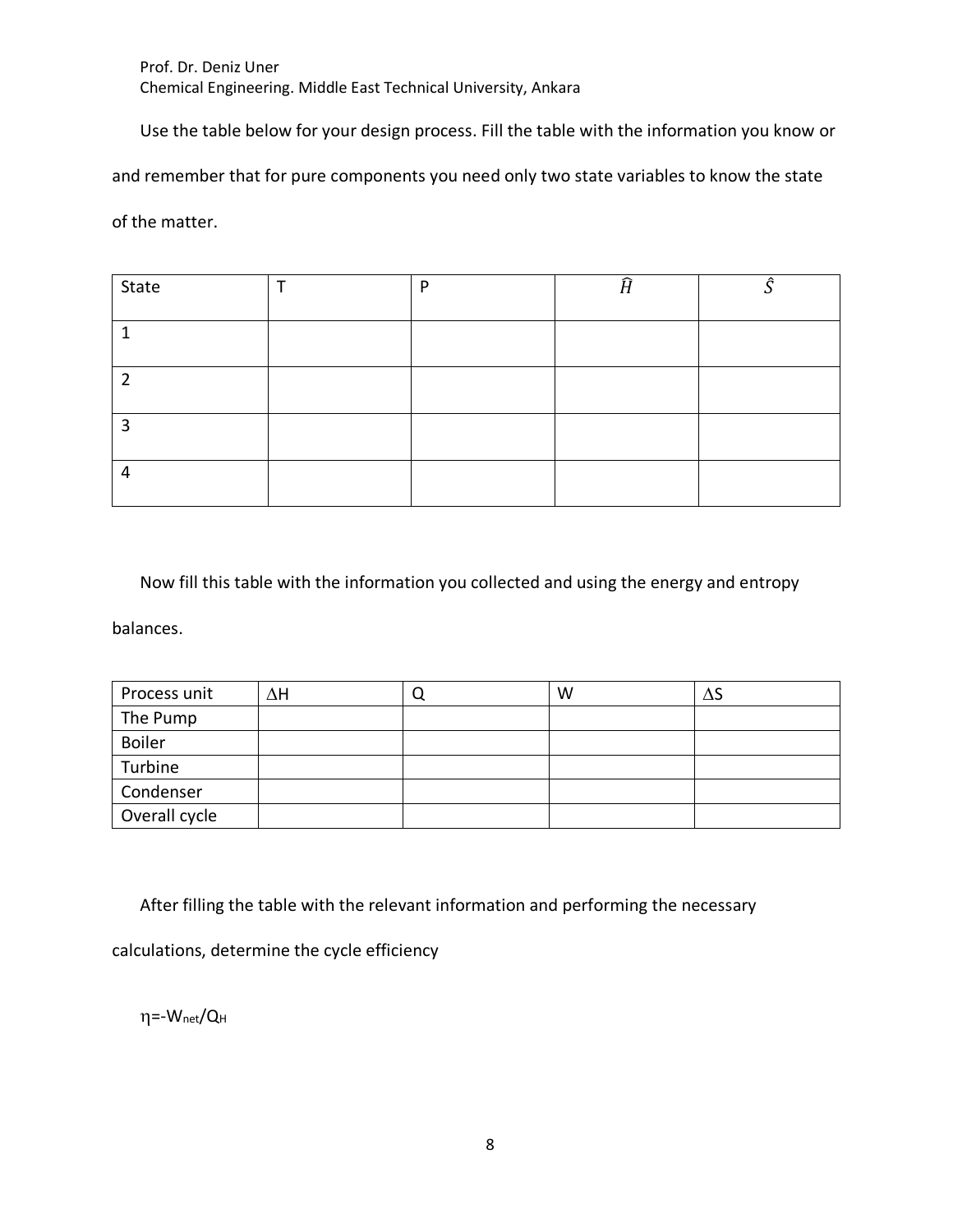Prof. Dr. Deniz Uner
Chemical Engineering. Middle East Technical University, Ankara

Use the table below for your design process. Fill the table with the information you know or and remember that for pure components you need only two state variables to know the state of the matter.

| State | T | P | $\hat{H}$ | $\hat{S}$ |
|---|---|---|---|---|
| 1 | | | | |
| 2 | | | | |
| 3 | | | | |
| 4 | | | | |

Now fill this table with the information you collected and using the energy and entropy balances.

| Process unit | $\Delta H$ | Q | W | $\Delta S$ |
|---|---|---|---|---|
| The Pump | | | | |
| Boiler | | | | |
| Turbine | | | | |
| Condenser | | | | |
| Overall cycle | | | | |

After filling the table with the relevant information and performing the necessary calculations, determine the cycle efficiency

$\eta = -W_{net}/Q_H$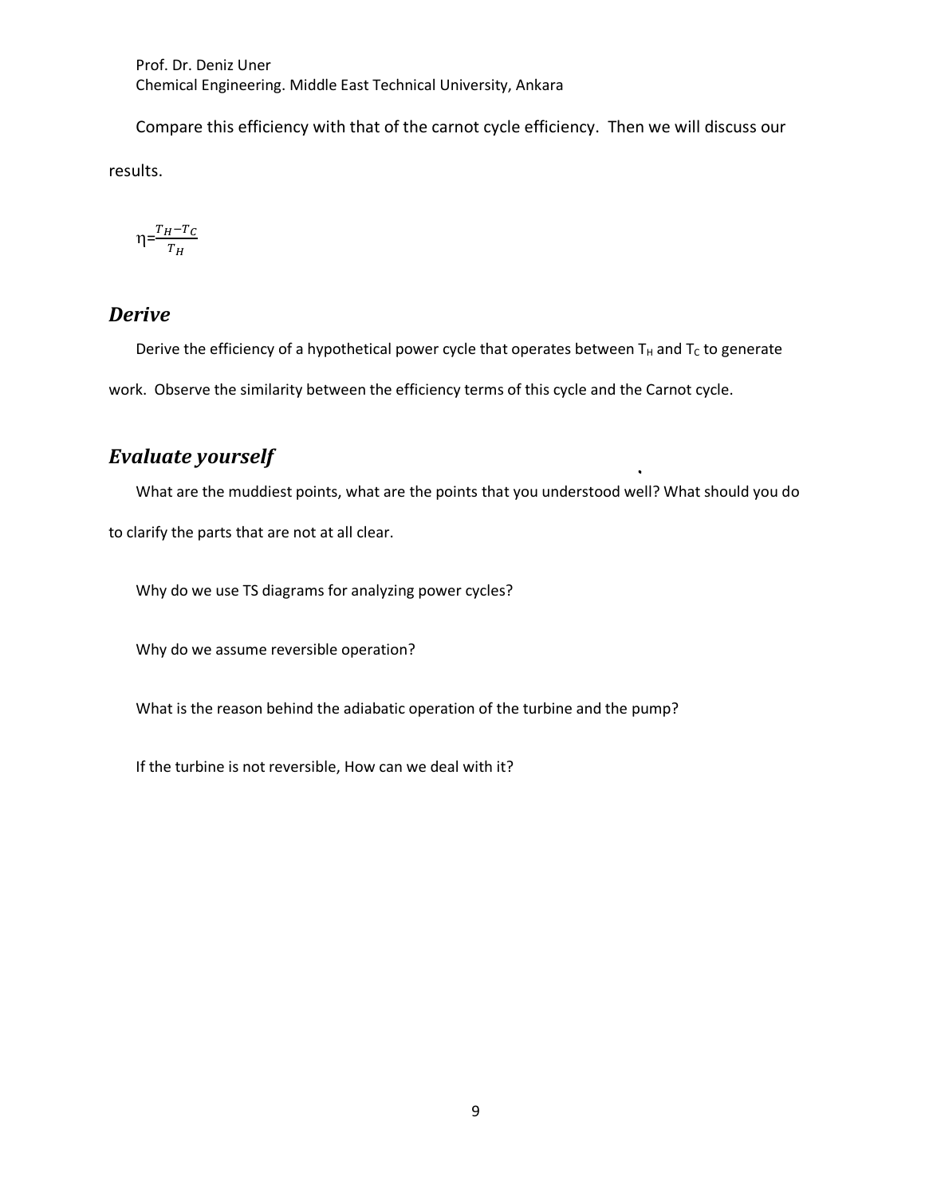Compare this efficiency with that of the carnot cycle efficiency. Then we will discuss our results.

$$\eta=\frac{T_H-T_C}{T_H}$$

## *Derive*

Derive the efficiency of a hypothetical power cycle that operates between $T_H$ and $T_C$ to generate work. Observe the similarity between the efficiency terms of this cycle and the Carnot cycle.

## *Evaluate yourself*

What are the muddiest points, what are the points that you understood well? What should you do to clarify the parts that are not at all clear.

Why do we use TS diagrams for analyzing power cycles?

Why do we assume reversible operation?

What is the reason behind the adiabatic operation of the turbine and the pump?

If the turbine is not reversible, How can we deal with it?